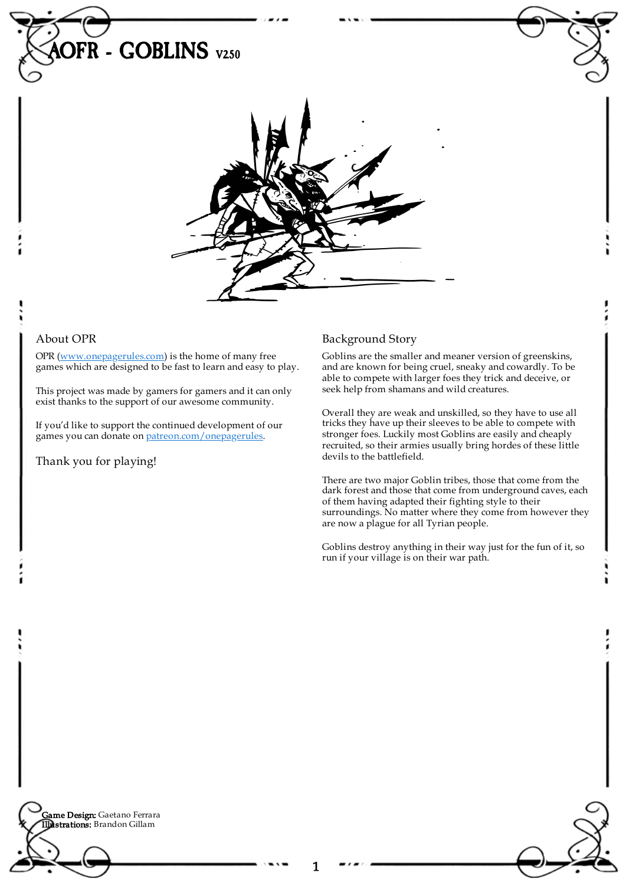# AOFR - GOBLINS V2.50

## About OPR

OPR (www.onepagerules.com) is the home of many free games which are designed to be fast to learn and easy to play.

This project was made by gamers for gamers and it can only exist thanks to the support of our awesome community.

If you'd like to support the continued development of our games you can donate on patreon.com/onepagerules.

Thank you for playing!

## Background Story

Goblins are the smaller and meaner version of greenskins, and are known for being cruel, sneaky and cowardly. To be able to compete with larger foes they trick and deceive, or seek help from shamans and wild creatures.

Overall they are weak and unskilled, so they have to use all tricks they have up their sleeves to be able to compete with stronger foes. Luckily most Goblins are easily and cheaply recruited, so their armies usually bring hordes of these little devils to the battlefield.

There are two major Goblin tribes, those that come from the dark forest and those that come from underground caves, each of them having adapted their fighting style to their surroundings. No matter where they come from however they are now a plague for all Tyrian people.

Goblins destroy anything in their way just for the fun of it, so run if your village is on their war path.

**Game Design:** Gaetano Ferrara
**Illustrations:** Brandon Gillam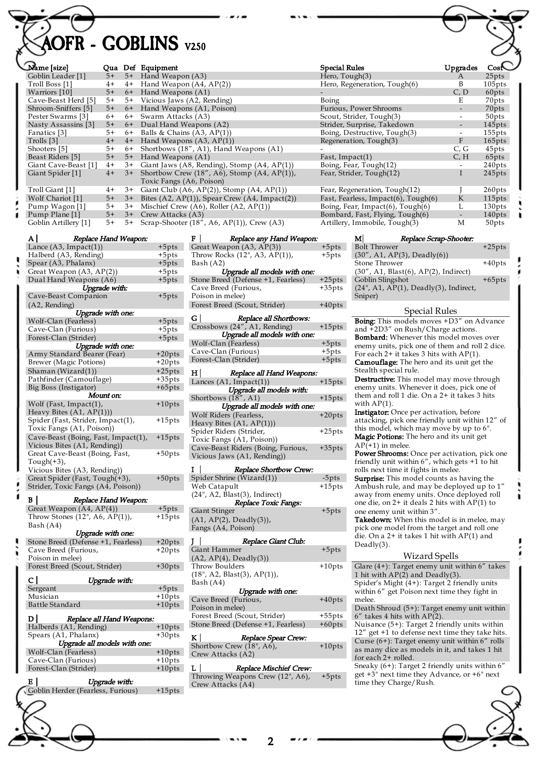# AOFR - GOBLINS V2.50

| Name [size] | Qua | Def | Equipment | Special Rules | Upgrades | Cost |
|---|---|---|---|---|---|---|
| Goblin Leader [1] | 5+ | 5+ | Hand Weapon (A3) | Hero, Tough(3) | A | 25pts |
| Troll Boss [1] | 4+ | 4+ | Hand Weapon (A4, AP(2)) | Hero, Regeneration, Tough(6) | B | 105pts |
| Warriors [10] | 5+ | 6+ | Hand Weapons (A1) | - | C, D | 60pts |
| Cave-Beast Herd [5] | 5+ | 5+ | Vicious Jaws (A2, Rending) | Boing | E | 70pts |
| Shroom-Sniffers [5] | 5+ | 6+ | Hand Weapons (A1, Poison) | Furious, Power Shrooms | - | 70pts |
| Pester Swarms [3] | 6+ | 6+ | Swarm Attacks (A3) | Scout, Strider, Tough(3) | - | 50pts |
| Nasty Assassins [3] | 5+ | 6+ | Dual Hand Weapons (A2) | Strider, Surprise, Takedown | - | 145pts |
| Fanatics [3] | 5+ | 6+ | Balls & Chains (A3, AP(1)) | Boing, Destructive, Tough(3) | - | 155pts |
| Trolls [3] | 4+ | 4+ | Hand Weapons (A3, AP(1)) | Regeneration, Tough(3) | F | 165pts |
| Shooters [5] | 5+ | 6+ | Shortbows (18", A1), Hand Weapons (A1) | - | C, G | 45pts |
| Beast Riders [5] | 5+ | 5+ | Hand Weapons (A1) | Fast, Impact(1) | C, H | 65pts |
| Giant Cave-Beast [1] | 4+ | 3+ | Giant Jaws (A8, Rending), Stomp (A4, AP(1)) | Boing, Fear, Tough(12) | - | 240pts |
| Giant Spider [1] | 4+ | 3+ | Shortbow Crew (18", A6), Stomp (A4, AP(1)), Toxic Fangs (A6, Poison) | Fear, Strider, Tough(12) | I | 245pts |
| Troll Giant [1] | 4+ | 3+ | Giant Club (A6, AP(2)), Stomp (A4, AP(1)) | Fear, Regeneration, Tough(12) | J | 260pts |
| Wolf Chariot [1] | 5+ | 3+ | Bites (A2, AP(1)), Spear Crew (A4, Impact(2)) | Fast, Fearless, Impact(6), Tough(6) | K | 115pts |
| Pump Wagon [1] | 5+ | 3+ | Mischief Crew (A6), Roller (A2, AP(1)) | Boing, Fear, Impact(6), Tough(6) | L | 130pts |
| Pump Plane [1] | 5+ | 3+ | Crew Attacks (A3) | Bombard, Fast, Flying, Tough(6) | - | 140pts |
| Goblin Artillery [1] | 5+ | 5+ | Scrap-Shooter (18", A6, AP(1)), Crew (A3) | Artillery, Immobile, Tough(3) | M | 50pts |

| A | *Replace Hand Weapon:* | |
|---|---|---|
| Lance (A3, Impact(1)) | | +5pts |
| Halberd (A3, Rending) | | +5pts |
| Spear (A3, Phalanx) | | +5pts |
| Great Weapon (A3, AP(2)) | | +5pts |
| Dual Hand Weapons (A6) | | +5pts |
| *Upgrade with:* | | |
| Cave-Beast Companion (A2, Rending) | | +5pts |
| *Upgrade with one:* | | |
| Wolf-Clan (Fearless) | | +5pts |
| Cave-Clan (Furious) | | +5pts |
| Forest-Clan (Strider) | | +5pts |
| *Upgrade with one:* | | |
| Army Standard Bearer (Fear) | | +20pts |
| Brewer (Magic Potions) | | +20pts |
| Shaman (Wizard(1)) | | +25pts |
| Pathfinder (Camouflage) | | +35pts |
| Big Boss (Instigator) | | +65pts |
| *Mount on:* | | |
| Wolf (Fast, Impact(1), Heavy Bites (A1, AP(1))) | | +10pts |
| Spider (Fast, Strider, Impact(1), Toxic Fangs (A1, Poison)) | | +15pts |
| Cave-Beast (Boing, Fast, Impact(1), Vicious Bites (A1, Rending)) | | +15pts |
| Great Cave-Beast (Boing, Fast, Tough(+3), Vicious Bites (A3, Rending)) | | +50pts |
| Great Spider (Fast, Tough(+3), Strider, Toxic Fangs (A4, Poison)) | | +50pts |

| B | *Replace Hand Weapon:* | |
|---|---|---|
| Great Weapon (A4, AP(4)) | | +5pts |
| Throw Stones (12", A6, AP(1)), Bash (A4) | | +15pts |
| *Upgrade with one:* | | |
| Stone Breed (Defense +1, Fearless) | | +20pts |
| Cave Breed (Furious, Poison in melee) | | +20pts |
| Forest Breed (Scout, Strider) | | +30pts |

| C | *Upgrade with:* | |
|---|---|---|
| Sergeant | | +5pts |
| Musician | | +10pts |
| Battle Standard | | +10pts |

| D | *Replace all Hand Weapons:* | |
|---|---|---|
| Halberds (A1, Rending) | | +10pts |
| Spears (A1, Phalanx) | | +30pts |
| *Upgrade all models with one:* | | |
| Wolf-Clan (Fearless) | | +10pts |
| Cave-Clan (Furious) | | +10pts |
| Forest-Clan (Strider) | | +10pts |

| E | *Upgrade with:* | |
|---|---|---|
| Goblin Herder (Fearless, Furious) | | +15pts |

| F | *Replace any Hand Weapon:* | |
|---|---|---|
| Great Weapon (A3, AP(3)) | | +5pts |
| Throw Rocks (12", A3, AP(1)), Bash (A2) | | +5pts |
| *Upgrade all models with one:* | | |
| Stone Breed (Defense +1, Fearless) | | +25pts |
| Cave Breed (Furious, Poison in melee) | | +35pts |
| Forest Breed (Scout, Strider) | | +40pts |

| G | *Replace all Shortbows:* | |
|---|---|---|
| Crossbows (24", A1, Rending) | | +15pts |
| *Upgrade all models with one:* | | |
| Wolf-Clan (Fearless) | | +5pts |
| Cave-Clan (Furious) | | +5pts |
| Forest-Clan (Strider) | | +5pts |

| H | *Replace all Hand Weapons:* | |
|---|---|---|
| Lances (A1, Impact(1)) | | +15pts |
| *Upgrade all models with:* | | |
| Shortbows (18", A1) | | +15pts |
| *Upgrade all models with one:* | | |
| Wolf Riders (Fearless, Heavy Bites (A1, AP(1))) | | +20pts |
| Spider Riders (Strider, Toxic Fangs (A1, Poison)) | | +25pts |
| Cave-Beast Riders (Boing, Furious, Vicious Jaws (A1, Rending)) | | +35pts |

| I | *Replace Shortbow Crew:* | |
|---|---|---|
| Spider Shrine (Wizard(1)) | | -5pts |
| Web Catapult (24", A2, Blast(3), Indirect) | | +15pts |
| *Replace Toxic Fangs:* | | |
| Giant Stinger (A1, AP(2), Deadly(3)), Fangs (A4, Poison) | | +5pts |

| J | *Replace Giant Club:* | |
|---|---|---|
| Giant Hammer (A2, AP(4), Deadly(3)) | | +5pts |
| Throw Boulders (18", A2, Blast(3), AP(1)), Bash (A4) | | +10pts |
| *Upgrade with one:* | | |
| Cave Breed (Furious, Poison in melee) | | +40pts |
| Forest Breed (Scout, Strider) | | +55pts |
| Stone Breed (Defense +1, Fearless) | | +60pts |

| K | *Replace Spear Crew:* | |
|---|---|---|
| Shortbow Crew (18", A6), Crew Attacks (A2) | | +10pts |

| L | *Replace Mischief Crew:* | |
|---|---|---|
| Throwing Weapons Crew (12", A6), Crew Attacks (A4) | | +5pts |

| M | *Replace Scrap-Shooter:* | |
|---|---|---|
| Bolt Thrower (30", A1, AP(3), Deadly(6)) | | +25pts |
| Stone Thrower (30", A1, Blast(6), AP(2), Indirect) | | +40pts |
| Goblin Slingshot (24", A1, AP(1), Deadly(3), Indirect, Sniper) | | +65pts |

## Special Rules

**Boing:** This models moves +D3" on Advance and +2D3" on Rush/Charge actions.

**Bombard:** Whenever this model moves over enemy units, pick one of them and roll 2 dice. For each 2+ it takes 3 hits with AP(1).

**Camouflage:** The hero and its unit get the Stealth special rule.

**Destructive:** This model may move through enemy units. Whenever it does, pick one of them and roll 1 die. On a 2+ it takes 3 hits with AP(1).

**Instigator:** Once per activation, before attacking, pick one friendly unit within 12" of this model, which may move by up to 6".

**Magic Potions:** The hero and its unit get AP(+1) in melee.

**Power Shrooms:** Once per activation, pick one friendly unit within 6", which gets +1 to hit rolls next time it fights in melee.

**Surprise:** This model counts as having the Ambush rule, and may be deployed up to 1" away from enemy units. Once deployed roll one die, on 2+ it deals 2 hits with AP(1) to one enemy unit within 3".

**Takedown:** When this model is in melee, may pick one model from the target and roll one die. On a 2+ it takes 1 hit with AP(1) and Deadly(3).

## Wizard Spells

Glare (4+): Target enemy unit within 6" takes 1 hit with AP(2) and Deadly(3).

Spider's Might (4+): Target 2 friendly units within 6" get Poison next time they fight in melee.

Death Shroud (5+): Target enemy unit within 6" takes 4 hits with AP(2).

Nuisance (5+): Target 2 friendly units within 12" get +1 to defense next time they take hits.

Curse (6+): Target enemy unit within 6" rolls as many dice as models in it, and takes 1 hit for each 2+ rolled.

Sneaky (6+): Target 2 friendly units within 6" get +3" next time they Advance, or +6" next time they Charge/Rush.